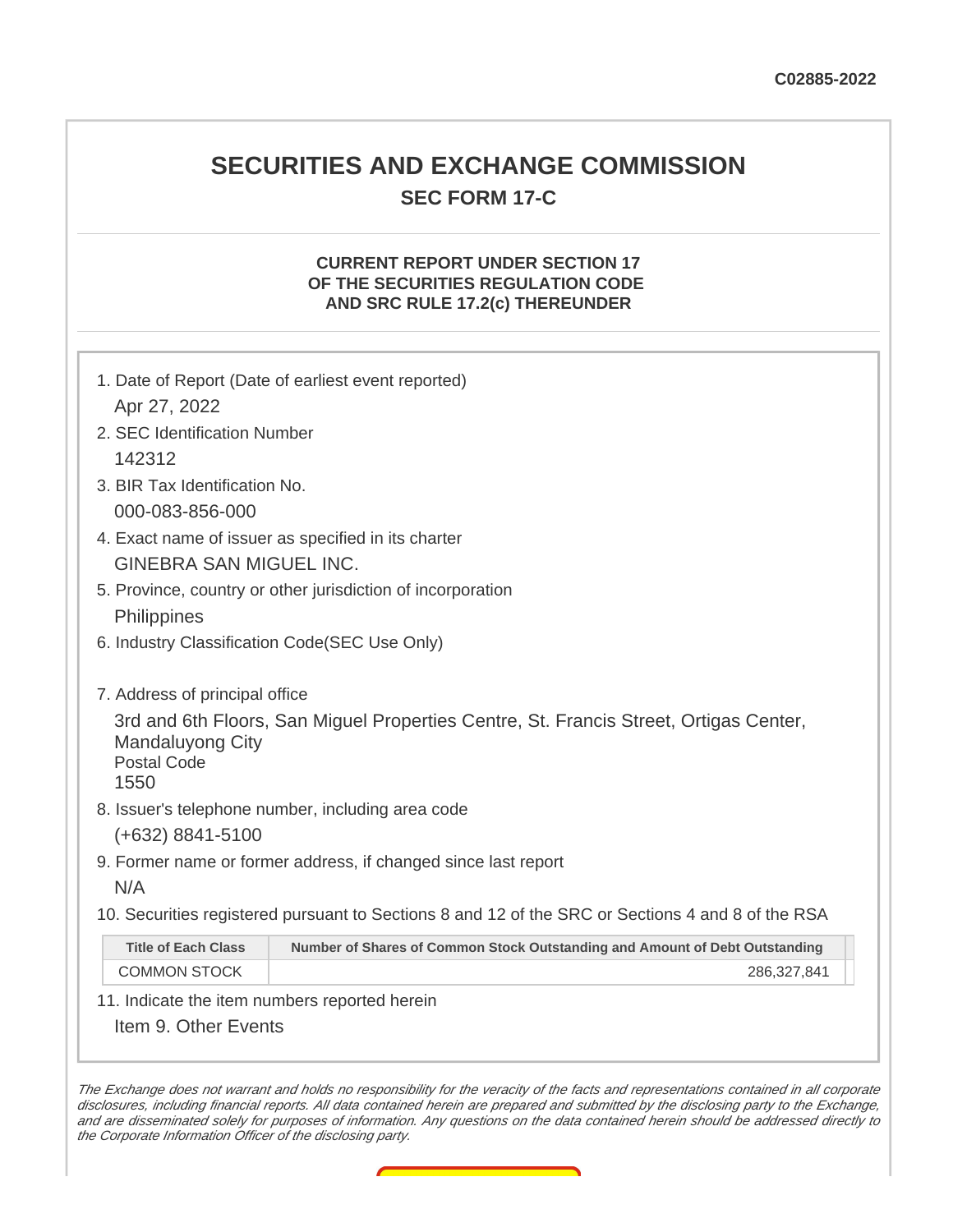C02885-2022

# SECURITIES AND EXCHANGE COMMISSION

## SEC FORM 17-C

### CURRENT REPORT UNDER SECTION 17 OF THE SECURITIES REGULATION CODE AND SRC RULE 17.2(c) THEREUNDER

1. Date of Report (Date of earliest event reported)

   Apr 27, 2022

2. SEC Identification Number

   142312

3. BIR Tax Identification No.

   000-083-856-000

4. Exact name of issuer as specified in its charter

   GINEBRA SAN MIGUEL INC.

5. Province, country or other jurisdiction of incorporation

   Philippines

6. Industry Classification Code(SEC Use Only)

7. Address of principal office

   3rd and 6th Floors, San Miguel Properties Centre, St. Francis Street, Ortigas Center, Mandaluyong City
   Postal Code
   1550

8. Issuer's telephone number, including area code

   (+632) 8841-5100

9. Former name or former address, if changed since last report

   N/A

10. Securities registered pursuant to Sections 8 and 12 of the SRC or Sections 4 and 8 of the RSA

| Title of Each Class | Number of Shares of Common Stock Outstanding and Amount of Debt Outstanding |
|---|---|
| COMMON STOCK | 286,327,841 |

11. Indicate the item numbers reported herein

   Item 9. Other Events

*The Exchange does not warrant and holds no responsibility for the veracity of the facts and representations contained in all corporate disclosures, including financial reports. All data contained herein are prepared and submitted by the disclosing party to the Exchange, and are disseminated solely for purposes of information. Any questions on the data contained herein should be addressed directly to the Corporate Information Officer of the disclosing party.*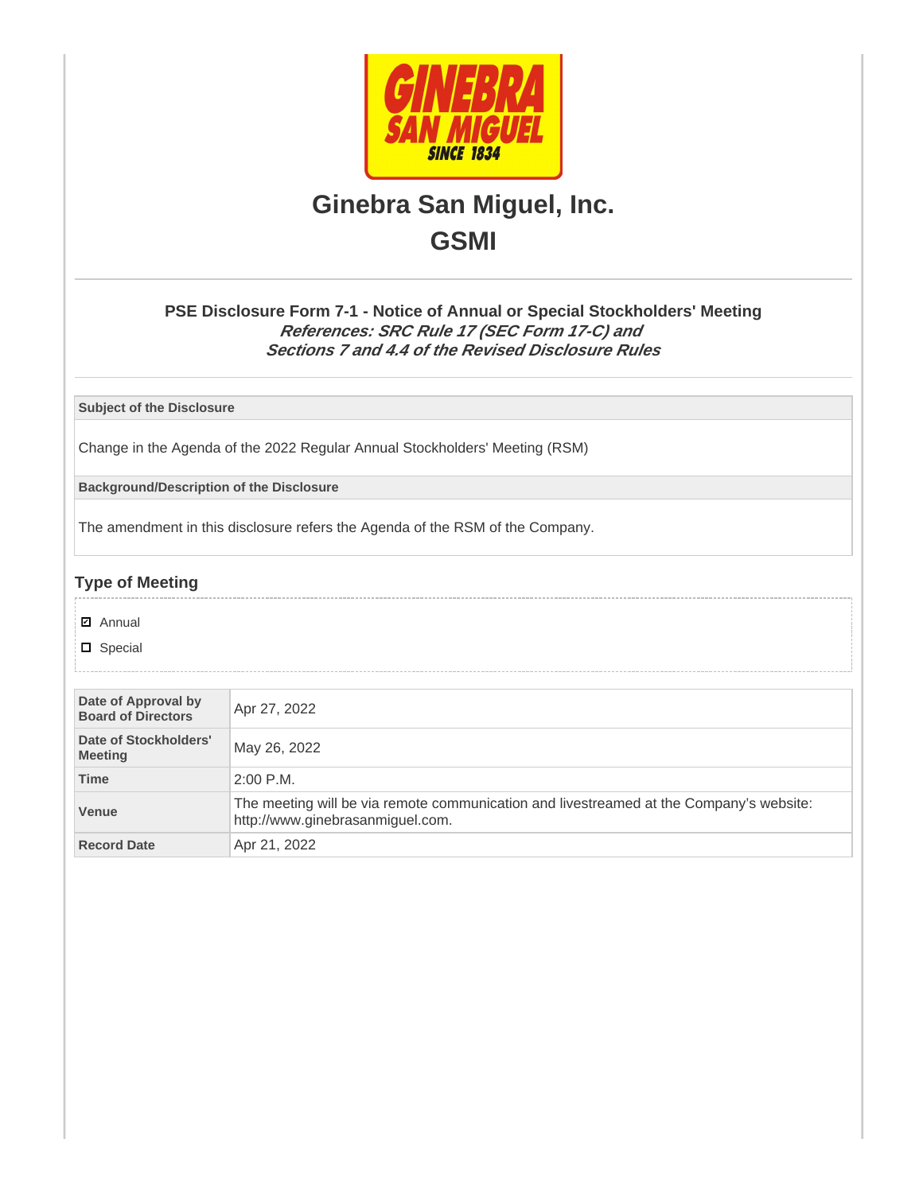# Ginebra San Miguel, Inc.

## GSMI

### PSE Disclosure Form 7-1 - Notice of Annual or Special Stockholders' Meeting

***References: SRC Rule 17 (SEC Form 17-C) and***
***Sections 7 and 4.4 of the Revised Disclosure Rules***

| **Subject of the Disclosure** |
| --- |
| Change in the Agenda of the 2022 Regular Annual Stockholders' Meeting (RSM) |
| **Background/Description of the Disclosure** |
| The amendment in this disclosure refers the Agenda of the RSM of the Company. |

## Type of Meeting

- ☑ Annual
- ☐ Special

| | |
| --- | --- |
| **Date of Approval by Board of Directors** | Apr 27, 2022 |
| **Date of Stockholders' Meeting** | May 26, 2022 |
| **Time** | 2:00 P.M. |
| **Venue** | The meeting will be via remote communication and livestreamed at the Company's website: http://www.ginebrasanmiguel.com. |
| **Record Date** | Apr 21, 2022 |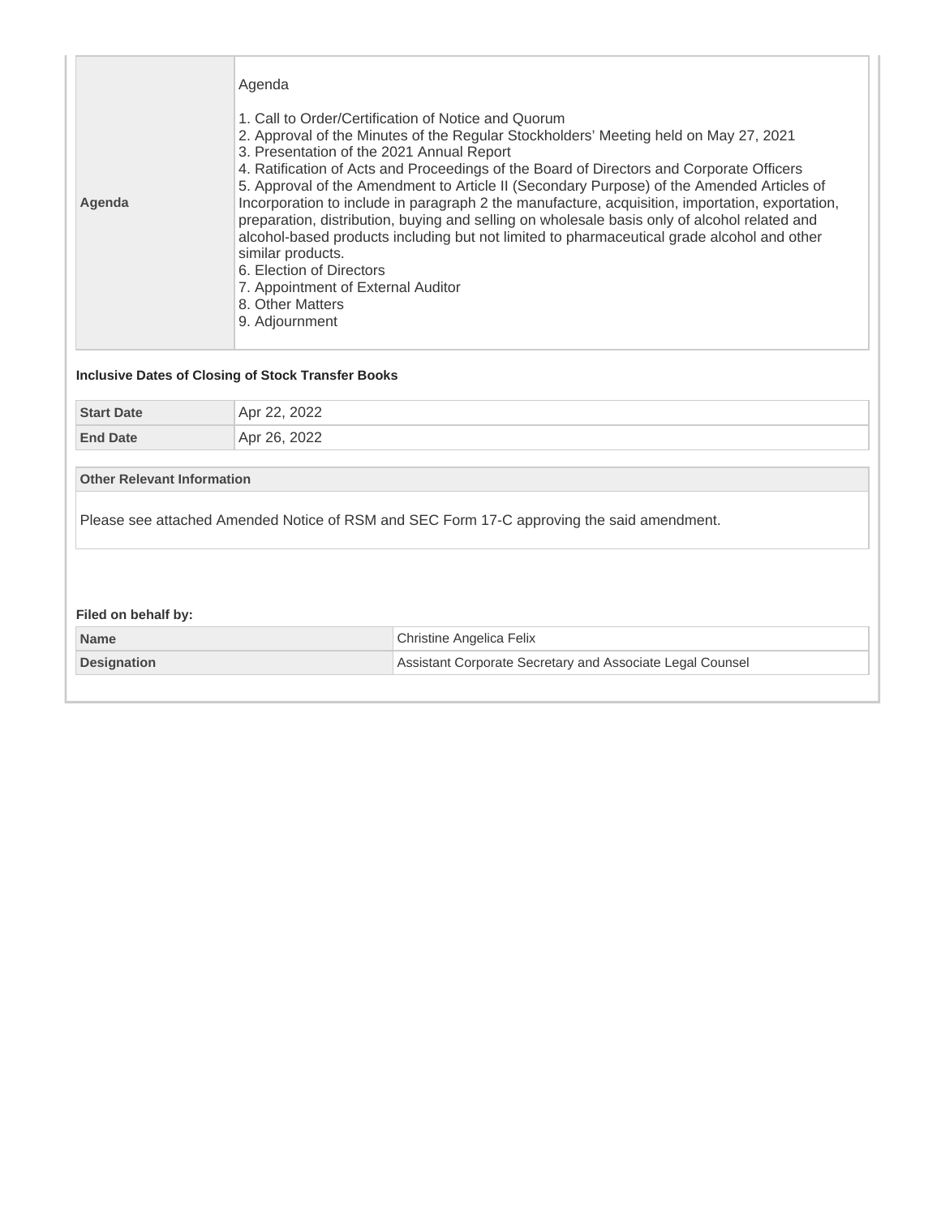| Agenda | Agenda<br><br>1. Call to Order/Certification of Notice and Quorum<br>2. Approval of the Minutes of the Regular Stockholders' Meeting held on May 27, 2021<br>3. Presentation of the 2021 Annual Report<br>4. Ratification of Acts and Proceedings of the Board of Directors and Corporate Officers<br>5. Approval of the Amendment to Article II (Secondary Purpose) of the Amended Articles of Incorporation to include in paragraph 2 the manufacture, acquisition, importation, exportation, preparation, distribution, buying and selling on wholesale basis only of alcohol related and alcohol-based products including but not limited to pharmaceutical grade alcohol and other similar products.<br>6. Election of Directors<br>7. Appointment of External Auditor<br>8. Other Matters<br>9. Adjournment |
|---|---|

**Inclusive Dates of Closing of Stock Transfer Books**

| Start Date | Apr 22, 2022 |
|---|---|
| End Date | Apr 26, 2022 |

| Other Relevant Information |
|---|
| Please see attached Amended Notice of RSM and SEC Form 17-C approving the said amendment. |

**Filed on behalf by:**

| Name | Christine Angelica Felix |
|---|---|
| Designation | Assistant Corporate Secretary and Associate Legal Counsel |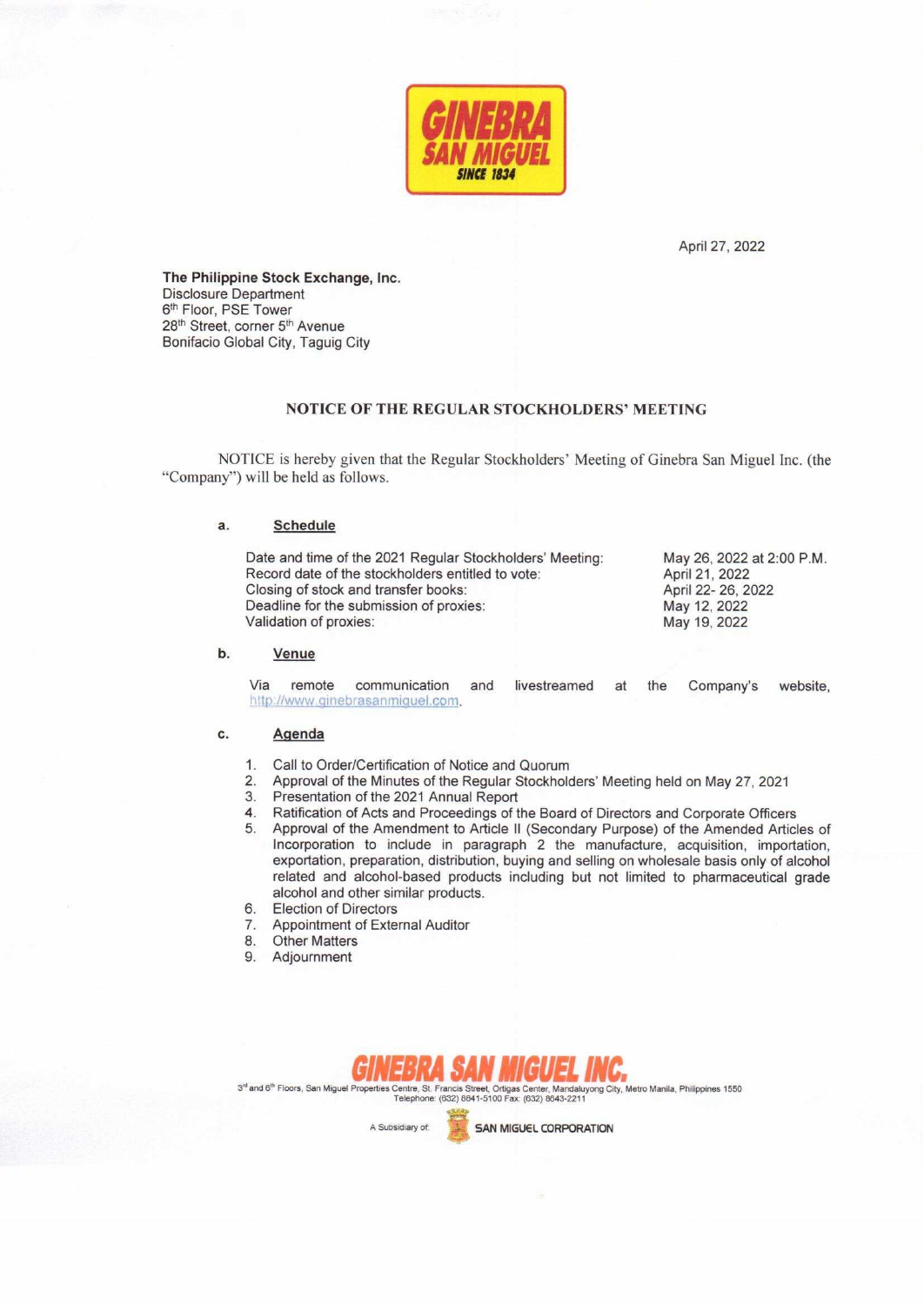April 27, 2022

**The Philippine Stock Exchange, Inc.**
Disclosure Department
6th Floor, PSE Tower
28th Street, corner 5th Avenue
Bonifacio Global City, Taguig City

## NOTICE OF THE REGULAR STOCKHOLDERS' MEETING

NOTICE is hereby given that the Regular Stockholders' Meeting of Ginebra San Miguel Inc. (the "Company") will be held as follows.

**a. Schedule**

| | |
|---|---|
| Date and time of the 2021 Regular Stockholders' Meeting: | May 26, 2022 at 2:00 P.M. |
| Record date of the stockholders entitled to vote: | April 21, 2022 |
| Closing of stock and transfer books: | April 22- 26, 2022 |
| Deadline for the submission of proxies: | May 12, 2022 |
| Validation of proxies: | May 19, 2022 |

**b. Venue**

Via remote communication and livestreamed at the Company's website, http://www.ginebrasanmiguel.com.

**c. Agenda**

1. Call to Order/Certification of Notice and Quorum
2. Approval of the Minutes of the Regular Stockholders' Meeting held on May 27, 2021
3. Presentation of the 2021 Annual Report
4. Ratification of Acts and Proceedings of the Board of Directors and Corporate Officers
5. Approval of the Amendment to Article II (Secondary Purpose) of the Amended Articles of Incorporation to include in paragraph 2 the manufacture, acquisition, importation, exportation, preparation, distribution, buying and selling on wholesale basis only of alcohol related and alcohol-based products including but not limited to pharmaceutical grade alcohol and other similar products.
6. Election of Directors
7. Appointment of External Auditor
8. Other Matters
9. Adjournment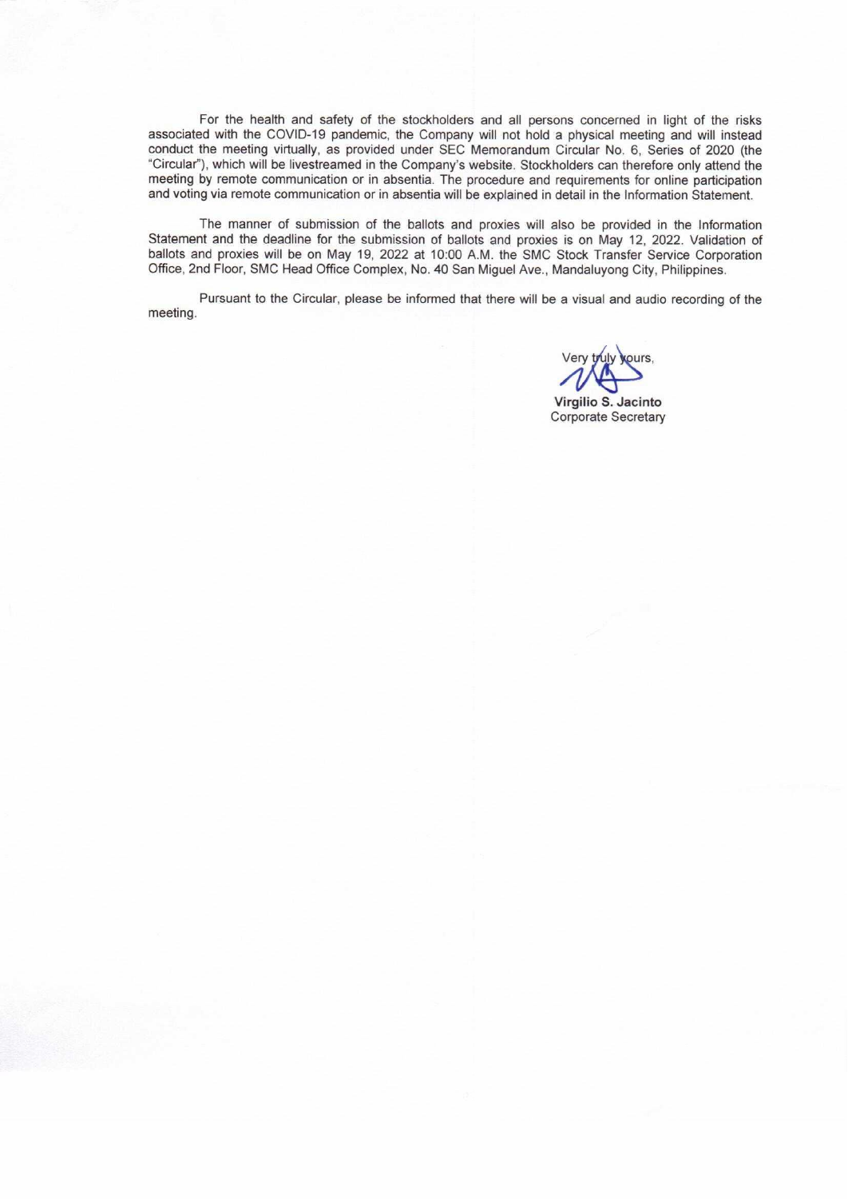For the health and safety of the stockholders and all persons concerned in light of the risks associated with the COVID-19 pandemic, the Company will not hold a physical meeting and will instead conduct the meeting virtually, as provided under SEC Memorandum Circular No. 6, Series of 2020 (the "Circular"), which will be livestreamed in the Company's website. Stockholders can therefore only attend the meeting by remote communication or in absentia. The procedure and requirements for online participation and voting via remote communication or in absentia will be explained in detail in the Information Statement.

The manner of submission of the ballots and proxies will also be provided in the Information Statement and the deadline for the submission of ballots and proxies is on May 12, 2022. Validation of ballots and proxies will be on May 19, 2022 at 10:00 A.M. the SMC Stock Transfer Service Corporation Office, 2nd Floor, SMC Head Office Complex, No. 40 San Miguel Ave., Mandaluyong City, Philippines.

Pursuant to the Circular, please be informed that there will be a visual and audio recording of the meeting.

Very truly yours,

**Virgilio S. Jacinto**
Corporate Secretary